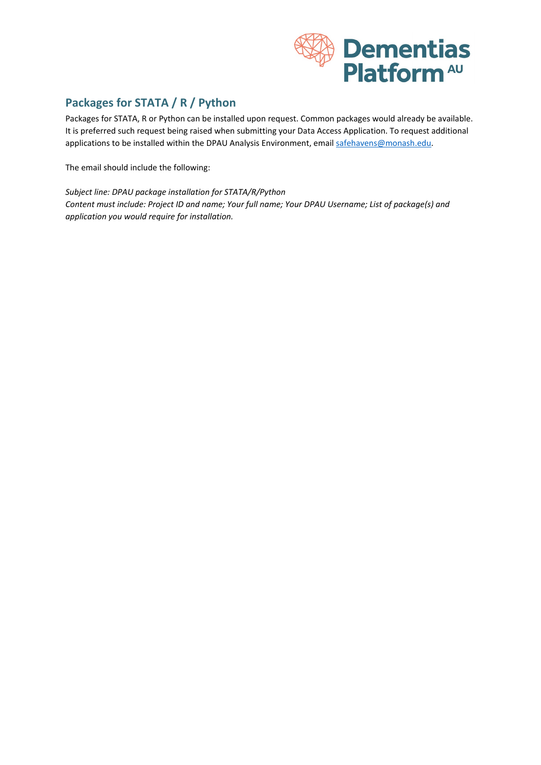## Packages for STATA / R / Python

Packages for STATA, R or Python can be installed upon request. Common packages would already be available. It is preferred such request being raised when submitting your Data Access Application. To request additional applications to be installed within the DPAU Analysis Environment, email safehavens@monash.edu.

The email should include the following:

*Subject line: DPAU package installation for STATA/R/Python*
*Content must include: Project ID and name; Your full name; Your DPAU Username; List of package(s) and application you would require for installation.*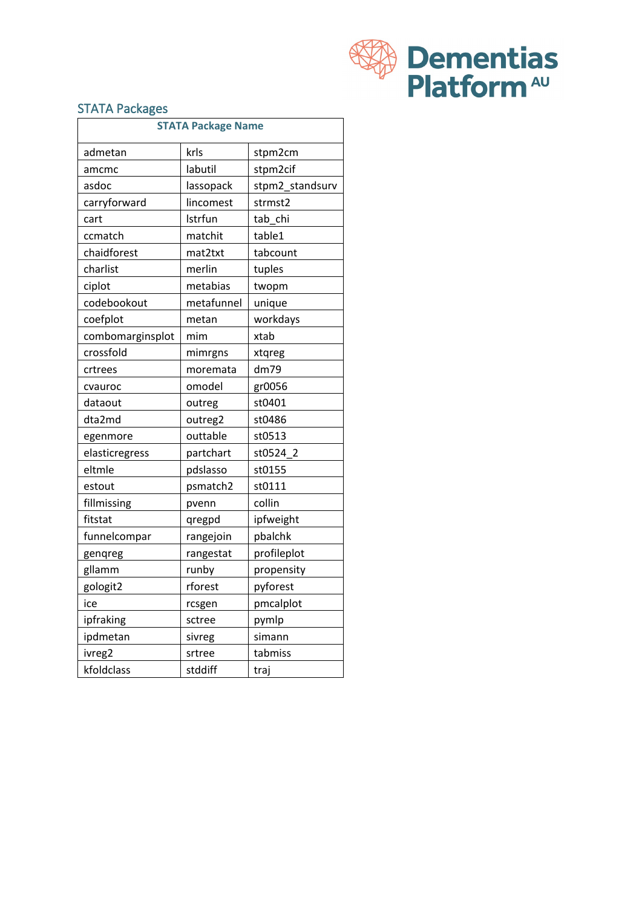## STATA Packages

| STATA Package Name | | |
|---|---|---|
| admetan | krls | stpm2cm |
| amcmc | labutil | stpm2cif |
| asdoc | lassopack | stpm2_standsurv |
| carryforward | lincomest | strmst2 |
| cart | lstrfun | tab_chi |
| ccmatch | matchit | table1 |
| chaidforest | mat2txt | tabcount |
| charlist | merlin | tuples |
| ciplot | metabias | twopm |
| codebookout | metafunnel | unique |
| coefplot | metan | workdays |
| combomarginsplot | mim | xtab |
| crossfold | mimrgns | xtqreg |
| crtrees | moremata | dm79 |
| cvauroc | omodel | gr0056 |
| dataout | outreg | st0401 |
| dta2md | outreg2 | st0486 |
| egenmore | outtable | st0513 |
| elasticregress | partchart | st0524_2 |
| eltmle | pdslasso | st0155 |
| estout | psmatch2 | st0111 |
| fillmissing | pvenn | collin |
| fitstat | qregpd | ipfweight |
| funnelcompar | rangejoin | pbalchk |
| genqreg | rangestat | profileplot |
| gllamm | runby | propensity |
| gologit2 | rforest | pyforest |
| ice | rcsgen | pmcalplot |
| ipfraking | sctree | pymlp |
| ipdmetan | sivreg | simann |
| ivreg2 | srtree | tabmiss |
| kfoldclass | stddiff | traj |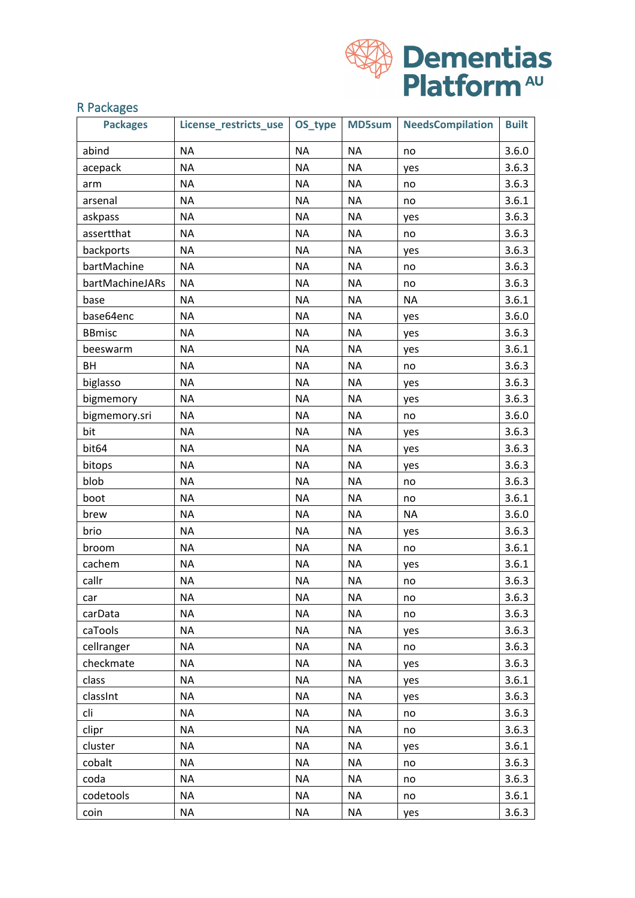## R Packages

| Packages | License_restricts_use | OS_type | MD5sum | NeedsCompilation | Built |
|---|---|---|---|---|---|
| abind | NA | NA | NA | no | 3.6.0 |
| acepack | NA | NA | NA | yes | 3.6.3 |
| arm | NA | NA | NA | no | 3.6.3 |
| arsenal | NA | NA | NA | no | 3.6.1 |
| askpass | NA | NA | NA | yes | 3.6.3 |
| assertthat | NA | NA | NA | no | 3.6.3 |
| backports | NA | NA | NA | yes | 3.6.3 |
| bartMachine | NA | NA | NA | no | 3.6.3 |
| bartMachineJARs | NA | NA | NA | no | 3.6.3 |
| base | NA | NA | NA | NA | 3.6.1 |
| base64enc | NA | NA | NA | yes | 3.6.0 |
| BBmisc | NA | NA | NA | yes | 3.6.3 |
| beeswarm | NA | NA | NA | yes | 3.6.1 |
| BH | NA | NA | NA | no | 3.6.3 |
| biglasso | NA | NA | NA | yes | 3.6.3 |
| bigmemory | NA | NA | NA | yes | 3.6.3 |
| bigmemory.sri | NA | NA | NA | no | 3.6.0 |
| bit | NA | NA | NA | yes | 3.6.3 |
| bit64 | NA | NA | NA | yes | 3.6.3 |
| bitops | NA | NA | NA | yes | 3.6.3 |
| blob | NA | NA | NA | no | 3.6.3 |
| boot | NA | NA | NA | no | 3.6.1 |
| brew | NA | NA | NA | NA | 3.6.0 |
| brio | NA | NA | NA | yes | 3.6.3 |
| broom | NA | NA | NA | no | 3.6.1 |
| cachem | NA | NA | NA | yes | 3.6.1 |
| callr | NA | NA | NA | no | 3.6.3 |
| car | NA | NA | NA | no | 3.6.3 |
| carData | NA | NA | NA | no | 3.6.3 |
| caTools | NA | NA | NA | yes | 3.6.3 |
| cellranger | NA | NA | NA | no | 3.6.3 |
| checkmate | NA | NA | NA | yes | 3.6.3 |
| class | NA | NA | NA | yes | 3.6.1 |
| classInt | NA | NA | NA | yes | 3.6.3 |
| cli | NA | NA | NA | no | 3.6.3 |
| clipr | NA | NA | NA | no | 3.6.3 |
| cluster | NA | NA | NA | yes | 3.6.1 |
| cobalt | NA | NA | NA | no | 3.6.3 |
| coda | NA | NA | NA | no | 3.6.3 |
| codetools | NA | NA | NA | no | 3.6.1 |
| coin | NA | NA | NA | yes | 3.6.3 |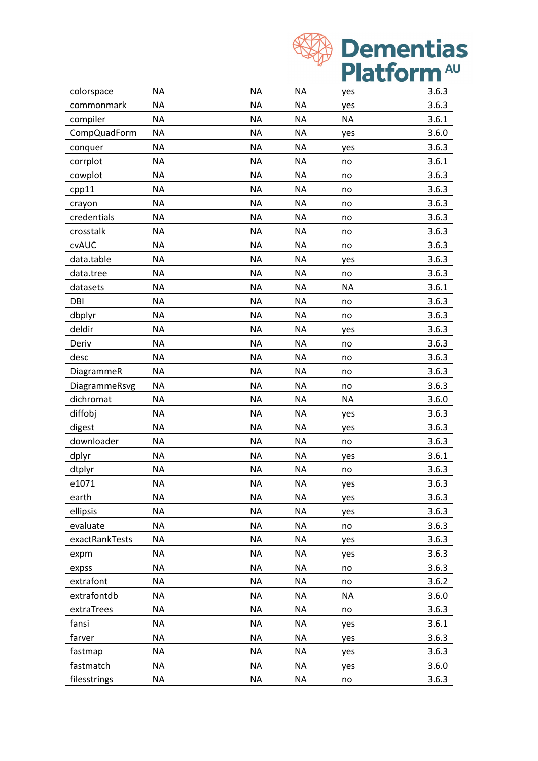| | | | | | |
|---|---|---|---|---|---|
| colorspace | NA | NA | NA | yes | 3.6.3 |
| commonmark | NA | NA | NA | yes | 3.6.3 |
| compiler | NA | NA | NA | NA | 3.6.1 |
| CompQuadForm | NA | NA | NA | yes | 3.6.0 |
| conquer | NA | NA | NA | yes | 3.6.3 |
| corrplot | NA | NA | NA | no | 3.6.1 |
| cowplot | NA | NA | NA | no | 3.6.3 |
| cpp11 | NA | NA | NA | no | 3.6.3 |
| crayon | NA | NA | NA | no | 3.6.3 |
| credentials | NA | NA | NA | no | 3.6.3 |
| crosstalk | NA | NA | NA | no | 3.6.3 |
| cvAUC | NA | NA | NA | no | 3.6.3 |
| data.table | NA | NA | NA | yes | 3.6.3 |
| data.tree | NA | NA | NA | no | 3.6.3 |
| datasets | NA | NA | NA | NA | 3.6.1 |
| DBI | NA | NA | NA | no | 3.6.3 |
| dbplyr | NA | NA | NA | no | 3.6.3 |
| deldir | NA | NA | NA | yes | 3.6.3 |
| Deriv | NA | NA | NA | no | 3.6.3 |
| desc | NA | NA | NA | no | 3.6.3 |
| DiagrammeR | NA | NA | NA | no | 3.6.3 |
| DiagrammeRsvg | NA | NA | NA | no | 3.6.3 |
| dichromat | NA | NA | NA | NA | 3.6.0 |
| diffobj | NA | NA | NA | yes | 3.6.3 |
| digest | NA | NA | NA | yes | 3.6.3 |
| downloader | NA | NA | NA | no | 3.6.3 |
| dplyr | NA | NA | NA | yes | 3.6.1 |
| dtplyr | NA | NA | NA | no | 3.6.3 |
| e1071 | NA | NA | NA | yes | 3.6.3 |
| earth | NA | NA | NA | yes | 3.6.3 |
| ellipsis | NA | NA | NA | yes | 3.6.3 |
| evaluate | NA | NA | NA | no | 3.6.3 |
| exactRankTests | NA | NA | NA | yes | 3.6.3 |
| expm | NA | NA | NA | yes | 3.6.3 |
| expss | NA | NA | NA | no | 3.6.3 |
| extrafont | NA | NA | NA | no | 3.6.2 |
| extrafontdb | NA | NA | NA | NA | 3.6.0 |
| extraTrees | NA | NA | NA | no | 3.6.3 |
| fansi | NA | NA | NA | yes | 3.6.1 |
| farver | NA | NA | NA | yes | 3.6.3 |
| fastmap | NA | NA | NA | yes | 3.6.3 |
| fastmatch | NA | NA | NA | yes | 3.6.0 |
| filesstrings | NA | NA | NA | no | 3.6.3 |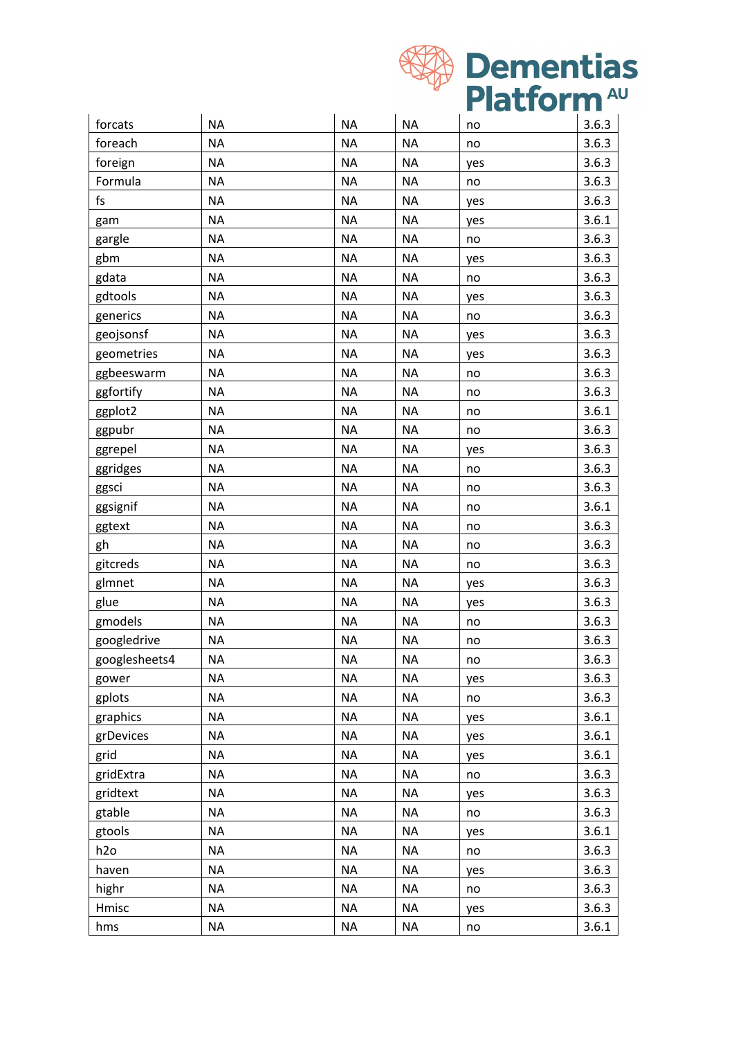| | | | | | |
|---|---|---|---|---|---|
| forcats | NA | NA | NA | no | 3.6.3 |
| foreach | NA | NA | NA | no | 3.6.3 |
| foreign | NA | NA | NA | yes | 3.6.3 |
| Formula | NA | NA | NA | no | 3.6.3 |
| fs | NA | NA | NA | yes | 3.6.3 |
| gam | NA | NA | NA | yes | 3.6.1 |
| gargle | NA | NA | NA | no | 3.6.3 |
| gbm | NA | NA | NA | yes | 3.6.3 |
| gdata | NA | NA | NA | no | 3.6.3 |
| gdtools | NA | NA | NA | yes | 3.6.3 |
| generics | NA | NA | NA | no | 3.6.3 |
| geojsonsf | NA | NA | NA | yes | 3.6.3 |
| geometries | NA | NA | NA | yes | 3.6.3 |
| ggbeeswarm | NA | NA | NA | no | 3.6.3 |
| ggfortify | NA | NA | NA | no | 3.6.3 |
| ggplot2 | NA | NA | NA | no | 3.6.1 |
| ggpubr | NA | NA | NA | no | 3.6.3 |
| ggrepel | NA | NA | NA | yes | 3.6.3 |
| ggridges | NA | NA | NA | no | 3.6.3 |
| ggsci | NA | NA | NA | no | 3.6.3 |
| ggsignif | NA | NA | NA | no | 3.6.1 |
| ggtext | NA | NA | NA | no | 3.6.3 |
| gh | NA | NA | NA | no | 3.6.3 |
| gitcreds | NA | NA | NA | no | 3.6.3 |
| glmnet | NA | NA | NA | yes | 3.6.3 |
| glue | NA | NA | NA | yes | 3.6.3 |
| gmodels | NA | NA | NA | no | 3.6.3 |
| googledrive | NA | NA | NA | no | 3.6.3 |
| googlesheets4 | NA | NA | NA | no | 3.6.3 |
| gower | NA | NA | NA | yes | 3.6.3 |
| gplots | NA | NA | NA | no | 3.6.3 |
| graphics | NA | NA | NA | yes | 3.6.1 |
| grDevices | NA | NA | NA | yes | 3.6.1 |
| grid | NA | NA | NA | yes | 3.6.1 |
| gridExtra | NA | NA | NA | no | 3.6.3 |
| gridtext | NA | NA | NA | yes | 3.6.3 |
| gtable | NA | NA | NA | no | 3.6.3 |
| gtools | NA | NA | NA | yes | 3.6.1 |
| h2o | NA | NA | NA | no | 3.6.3 |
| haven | NA | NA | NA | yes | 3.6.3 |
| highr | NA | NA | NA | no | 3.6.3 |
| Hmisc | NA | NA | NA | yes | 3.6.3 |
| hms | NA | NA | NA | no | 3.6.1 |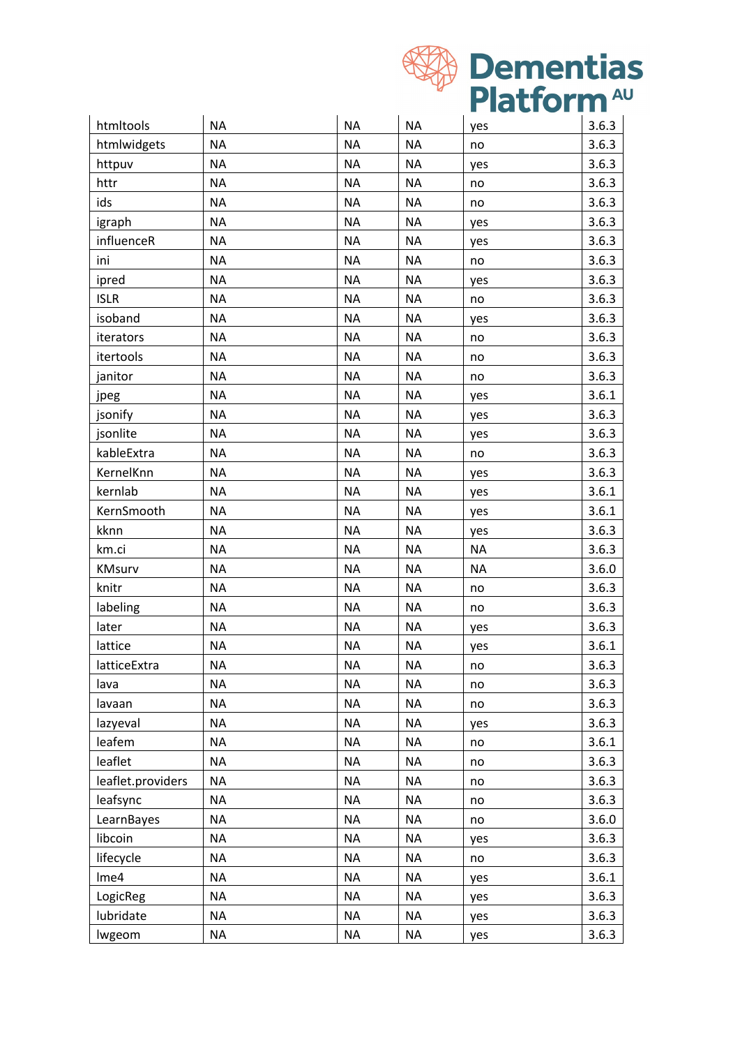| | | | | | |
|---|---|---|---|---|---|
| htmltools | NA | NA | NA | yes | 3.6.3 |
| htmlwidgets | NA | NA | NA | no | 3.6.3 |
| httpuv | NA | NA | NA | yes | 3.6.3 |
| httr | NA | NA | NA | no | 3.6.3 |
| ids | NA | NA | NA | no | 3.6.3 |
| igraph | NA | NA | NA | yes | 3.6.3 |
| influenceR | NA | NA | NA | yes | 3.6.3 |
| ini | NA | NA | NA | no | 3.6.3 |
| ipred | NA | NA | NA | yes | 3.6.3 |
| ISLR | NA | NA | NA | no | 3.6.3 |
| isoband | NA | NA | NA | yes | 3.6.3 |
| iterators | NA | NA | NA | no | 3.6.3 |
| itertools | NA | NA | NA | no | 3.6.3 |
| janitor | NA | NA | NA | no | 3.6.3 |
| jpeg | NA | NA | NA | yes | 3.6.1 |
| jsonify | NA | NA | NA | yes | 3.6.3 |
| jsonlite | NA | NA | NA | yes | 3.6.3 |
| kableExtra | NA | NA | NA | no | 3.6.3 |
| KernelKnn | NA | NA | NA | yes | 3.6.3 |
| kernlab | NA | NA | NA | yes | 3.6.1 |
| KernSmooth | NA | NA | NA | yes | 3.6.1 |
| kknn | NA | NA | NA | yes | 3.6.3 |
| km.ci | NA | NA | NA | NA | 3.6.3 |
| KMsurv | NA | NA | NA | NA | 3.6.0 |
| knitr | NA | NA | NA | no | 3.6.3 |
| labeling | NA | NA | NA | no | 3.6.3 |
| later | NA | NA | NA | yes | 3.6.3 |
| lattice | NA | NA | NA | yes | 3.6.1 |
| latticeExtra | NA | NA | NA | no | 3.6.3 |
| lava | NA | NA | NA | no | 3.6.3 |
| lavaan | NA | NA | NA | no | 3.6.3 |
| lazyeval | NA | NA | NA | yes | 3.6.3 |
| leafem | NA | NA | NA | no | 3.6.1 |
| leaflet | NA | NA | NA | no | 3.6.3 |
| leaflet.providers | NA | NA | NA | no | 3.6.3 |
| leafsync | NA | NA | NA | no | 3.6.3 |
| LearnBayes | NA | NA | NA | no | 3.6.0 |
| libcoin | NA | NA | NA | yes | 3.6.3 |
| lifecycle | NA | NA | NA | no | 3.6.3 |
| lme4 | NA | NA | NA | yes | 3.6.1 |
| LogicReg | NA | NA | NA | yes | 3.6.3 |
| lubridate | NA | NA | NA | yes | 3.6.3 |
| lwgeom | NA | NA | NA | yes | 3.6.3 |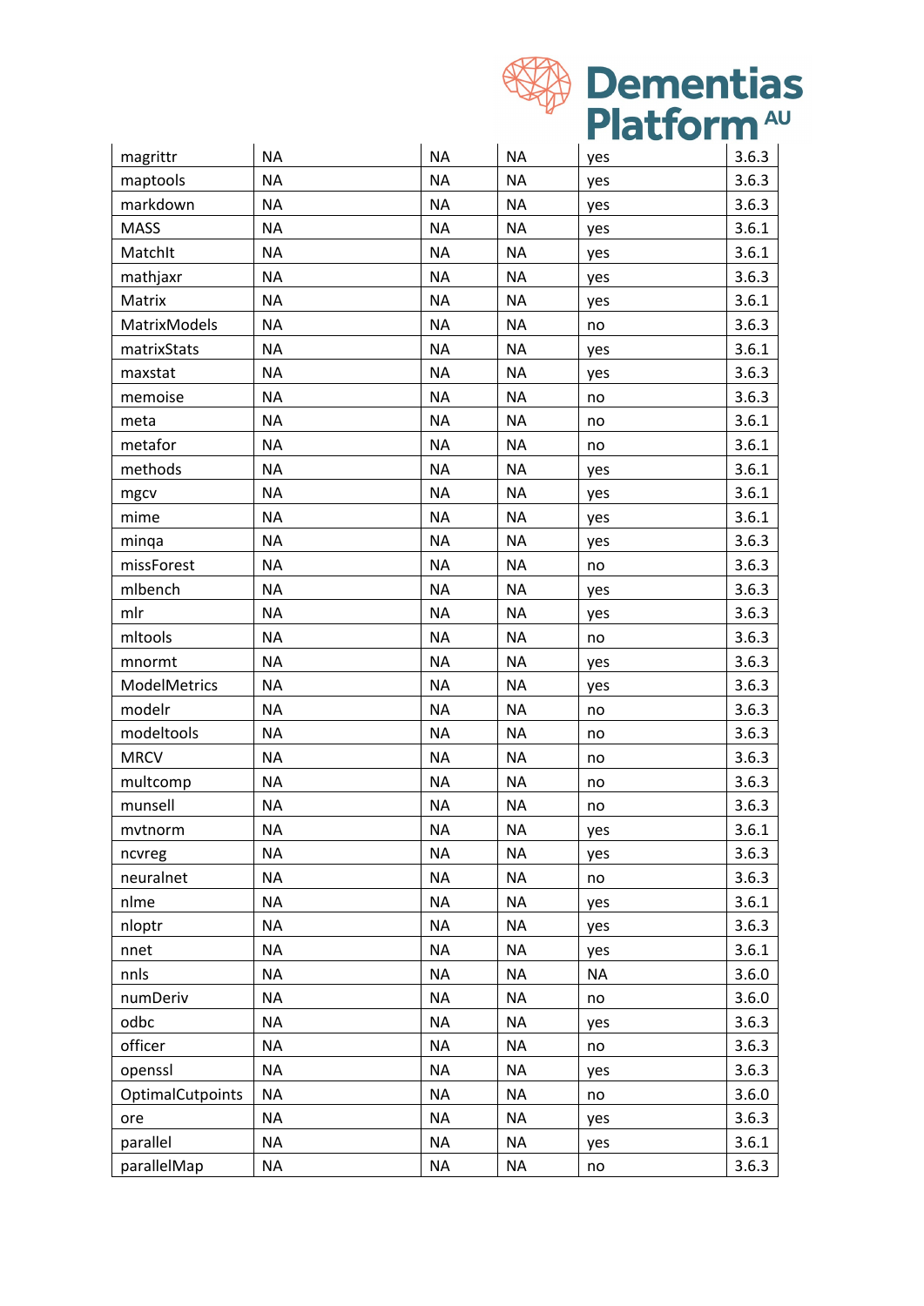| | | | | | |
|---|---|---|---|---|---|
| magrittr | NA | NA | NA | yes | 3.6.3 |
| maptools | NA | NA | NA | yes | 3.6.3 |
| markdown | NA | NA | NA | yes | 3.6.3 |
| MASS | NA | NA | NA | yes | 3.6.1 |
| MatchIt | NA | NA | NA | yes | 3.6.1 |
| mathjaxr | NA | NA | NA | yes | 3.6.3 |
| Matrix | NA | NA | NA | yes | 3.6.1 |
| MatrixModels | NA | NA | NA | no | 3.6.3 |
| matrixStats | NA | NA | NA | yes | 3.6.1 |
| maxstat | NA | NA | NA | yes | 3.6.3 |
| memoise | NA | NA | NA | no | 3.6.3 |
| meta | NA | NA | NA | no | 3.6.1 |
| metafor | NA | NA | NA | no | 3.6.1 |
| methods | NA | NA | NA | yes | 3.6.1 |
| mgcv | NA | NA | NA | yes | 3.6.1 |
| mime | NA | NA | NA | yes | 3.6.1 |
| minqa | NA | NA | NA | yes | 3.6.3 |
| missForest | NA | NA | NA | no | 3.6.3 |
| mlbench | NA | NA | NA | yes | 3.6.3 |
| mlr | NA | NA | NA | yes | 3.6.3 |
| mltools | NA | NA | NA | no | 3.6.3 |
| mnormt | NA | NA | NA | yes | 3.6.3 |
| ModelMetrics | NA | NA | NA | yes | 3.6.3 |
| modelr | NA | NA | NA | no | 3.6.3 |
| modeltools | NA | NA | NA | no | 3.6.3 |
| MRCV | NA | NA | NA | no | 3.6.3 |
| multcomp | NA | NA | NA | no | 3.6.3 |
| munsell | NA | NA | NA | no | 3.6.3 |
| mvtnorm | NA | NA | NA | yes | 3.6.1 |
| ncvreg | NA | NA | NA | yes | 3.6.3 |
| neuralnet | NA | NA | NA | no | 3.6.3 |
| nlme | NA | NA | NA | yes | 3.6.1 |
| nloptr | NA | NA | NA | yes | 3.6.3 |
| nnet | NA | NA | NA | yes | 3.6.1 |
| nnls | NA | NA | NA | NA | 3.6.0 |
| numDeriv | NA | NA | NA | no | 3.6.0 |
| odbc | NA | NA | NA | yes | 3.6.3 |
| officer | NA | NA | NA | no | 3.6.3 |
| openssl | NA | NA | NA | yes | 3.6.3 |
| OptimalCutpoints | NA | NA | NA | no | 3.6.0 |
| ore | NA | NA | NA | yes | 3.6.3 |
| parallel | NA | NA | NA | yes | 3.6.1 |
| parallelMap | NA | NA | NA | no | 3.6.3 |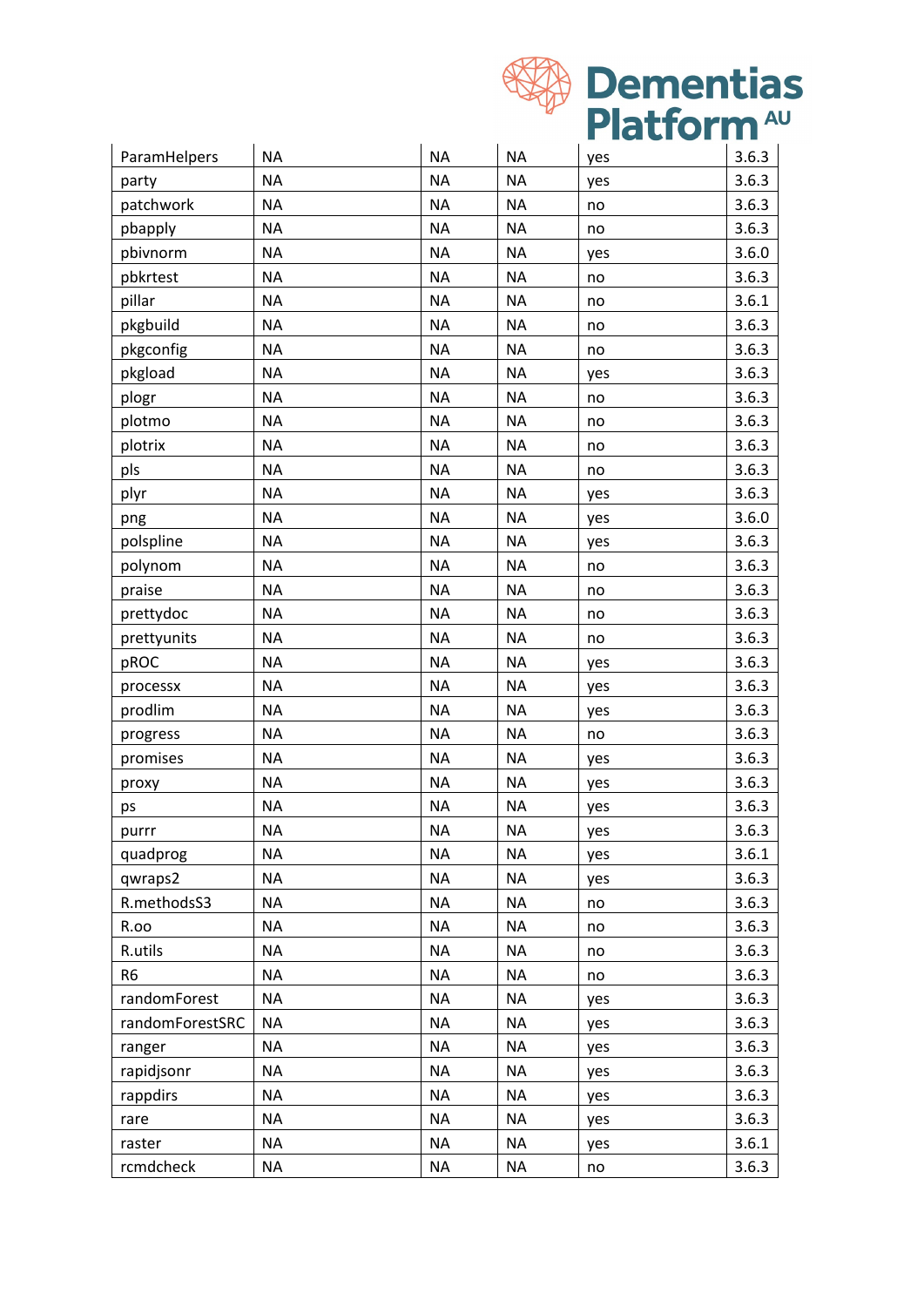| ParamHelpers | NA | NA | NA | yes | 3.6.3 |
|---|---|---|---|---|---|
| party | NA | NA | NA | yes | 3.6.3 |
| patchwork | NA | NA | NA | no | 3.6.3 |
| pbapply | NA | NA | NA | no | 3.6.3 |
| pbivnorm | NA | NA | NA | yes | 3.6.0 |
| pbkrtest | NA | NA | NA | no | 3.6.3 |
| pillar | NA | NA | NA | no | 3.6.1 |
| pkgbuild | NA | NA | NA | no | 3.6.3 |
| pkgconfig | NA | NA | NA | no | 3.6.3 |
| pkgload | NA | NA | NA | yes | 3.6.3 |
| plogr | NA | NA | NA | no | 3.6.3 |
| plotmo | NA | NA | NA | no | 3.6.3 |
| plotrix | NA | NA | NA | no | 3.6.3 |
| pls | NA | NA | NA | no | 3.6.3 |
| plyr | NA | NA | NA | yes | 3.6.3 |
| png | NA | NA | NA | yes | 3.6.0 |
| polspline | NA | NA | NA | yes | 3.6.3 |
| polynom | NA | NA | NA | no | 3.6.3 |
| praise | NA | NA | NA | no | 3.6.3 |
| prettydoc | NA | NA | NA | no | 3.6.3 |
| prettyunits | NA | NA | NA | no | 3.6.3 |
| pROC | NA | NA | NA | yes | 3.6.3 |
| processx | NA | NA | NA | yes | 3.6.3 |
| prodlim | NA | NA | NA | yes | 3.6.3 |
| progress | NA | NA | NA | no | 3.6.3 |
| promises | NA | NA | NA | yes | 3.6.3 |
| proxy | NA | NA | NA | yes | 3.6.3 |
| ps | NA | NA | NA | yes | 3.6.3 |
| purrr | NA | NA | NA | yes | 3.6.3 |
| quadprog | NA | NA | NA | yes | 3.6.1 |
| qwraps2 | NA | NA | NA | yes | 3.6.3 |
| R.methodsS3 | NA | NA | NA | no | 3.6.3 |
| R.oo | NA | NA | NA | no | 3.6.3 |
| R.utils | NA | NA | NA | no | 3.6.3 |
| R6 | NA | NA | NA | no | 3.6.3 |
| randomForest | NA | NA | NA | yes | 3.6.3 |
| randomForestSRC | NA | NA | NA | yes | 3.6.3 |
| ranger | NA | NA | NA | yes | 3.6.3 |
| rapidjsonr | NA | NA | NA | yes | 3.6.3 |
| rappdirs | NA | NA | NA | yes | 3.6.3 |
| rare | NA | NA | NA | yes | 3.6.3 |
| raster | NA | NA | NA | yes | 3.6.1 |
| rcmdcheck | NA | NA | NA | no | 3.6.3 |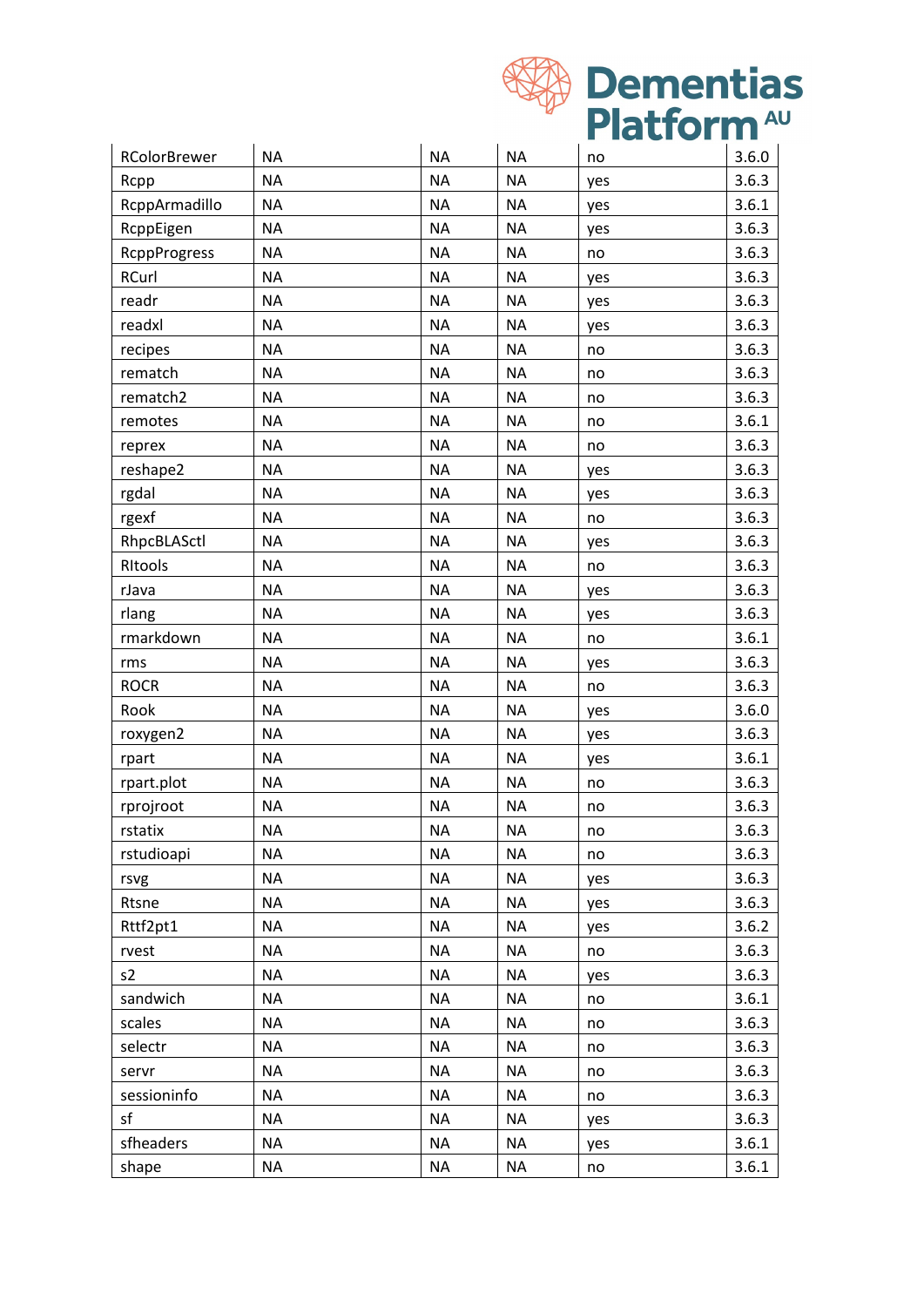| RColorBrewer | NA | NA | NA | no | 3.6.0 |
|---|---|---|---|---|---|
| Rcpp | NA | NA | NA | yes | 3.6.3 |
| RcppArmadillo | NA | NA | NA | yes | 3.6.1 |
| RcppEigen | NA | NA | NA | yes | 3.6.3 |
| RcppProgress | NA | NA | NA | no | 3.6.3 |
| RCurl | NA | NA | NA | yes | 3.6.3 |
| readr | NA | NA | NA | yes | 3.6.3 |
| readxl | NA | NA | NA | yes | 3.6.3 |
| recipes | NA | NA | NA | no | 3.6.3 |
| rematch | NA | NA | NA | no | 3.6.3 |
| rematch2 | NA | NA | NA | no | 3.6.3 |
| remotes | NA | NA | NA | no | 3.6.1 |
| reprex | NA | NA | NA | no | 3.6.3 |
| reshape2 | NA | NA | NA | yes | 3.6.3 |
| rgdal | NA | NA | NA | yes | 3.6.3 |
| rgexf | NA | NA | NA | no | 3.6.3 |
| RhpcBLASctl | NA | NA | NA | yes | 3.6.3 |
| RItools | NA | NA | NA | no | 3.6.3 |
| rJava | NA | NA | NA | yes | 3.6.3 |
| rlang | NA | NA | NA | yes | 3.6.3 |
| rmarkdown | NA | NA | NA | no | 3.6.1 |
| rms | NA | NA | NA | yes | 3.6.3 |
| ROCR | NA | NA | NA | no | 3.6.3 |
| Rook | NA | NA | NA | yes | 3.6.0 |
| roxygen2 | NA | NA | NA | yes | 3.6.3 |
| rpart | NA | NA | NA | yes | 3.6.1 |
| rpart.plot | NA | NA | NA | no | 3.6.3 |
| rprojroot | NA | NA | NA | no | 3.6.3 |
| rstatix | NA | NA | NA | no | 3.6.3 |
| rstudioapi | NA | NA | NA | no | 3.6.3 |
| rsvg | NA | NA | NA | yes | 3.6.3 |
| Rtsne | NA | NA | NA | yes | 3.6.3 |
| Rttf2pt1 | NA | NA | NA | yes | 3.6.2 |
| rvest | NA | NA | NA | no | 3.6.3 |
| s2 | NA | NA | NA | yes | 3.6.3 |
| sandwich | NA | NA | NA | no | 3.6.1 |
| scales | NA | NA | NA | no | 3.6.3 |
| selectr | NA | NA | NA | no | 3.6.3 |
| servr | NA | NA | NA | no | 3.6.3 |
| sessioninfo | NA | NA | NA | no | 3.6.3 |
| sf | NA | NA | NA | yes | 3.6.3 |
| sfheaders | NA | NA | NA | yes | 3.6.1 |
| shape | NA | NA | NA | no | 3.6.1 |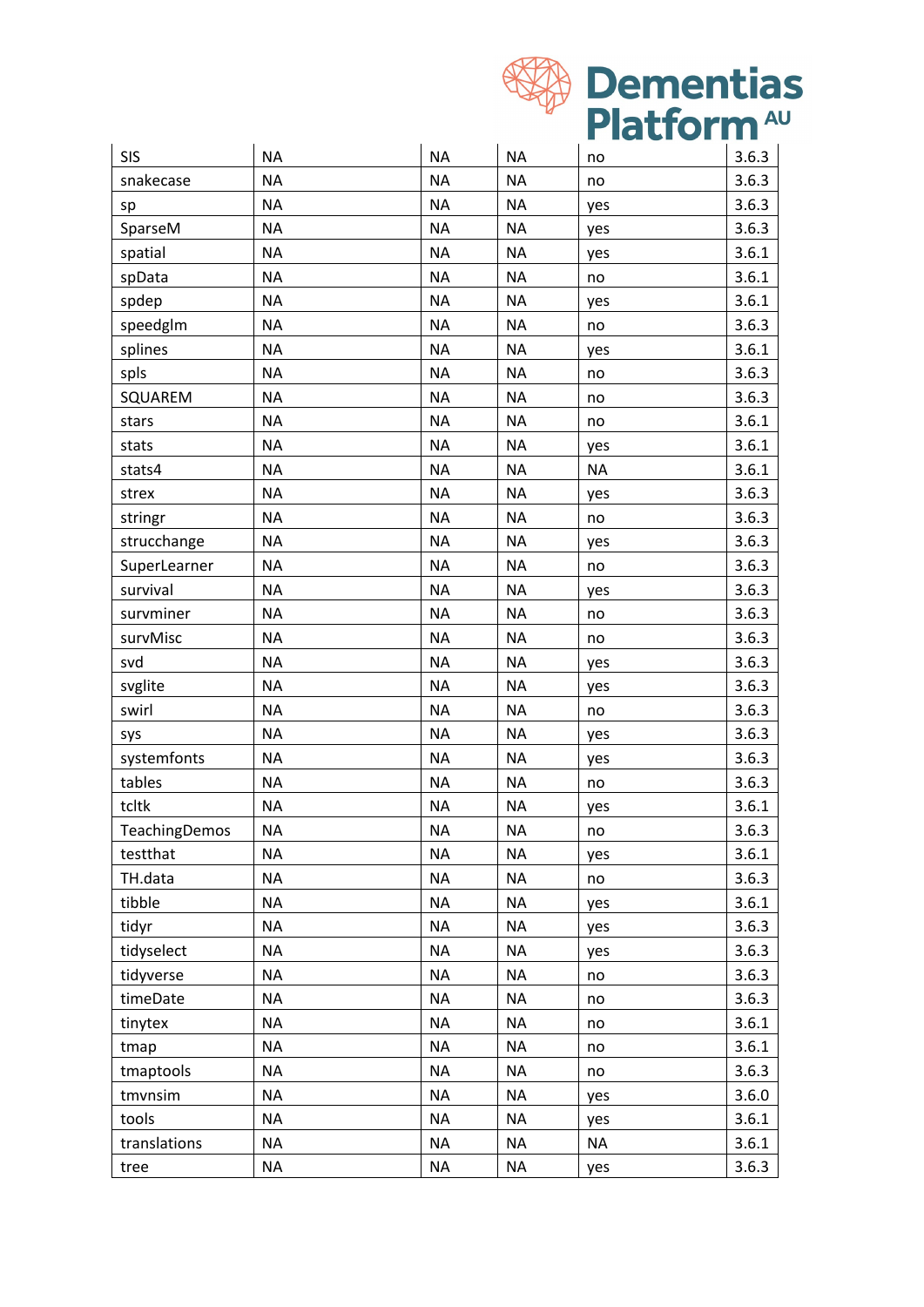| SIS | NA | NA | NA | no | 3.6.3 |
|---|---|---|---|---|---|
| snakecase | NA | NA | NA | no | 3.6.3 |
| sp | NA | NA | NA | yes | 3.6.3 |
| SparseM | NA | NA | NA | yes | 3.6.3 |
| spatial | NA | NA | NA | yes | 3.6.1 |
| spData | NA | NA | NA | no | 3.6.1 |
| spdep | NA | NA | NA | yes | 3.6.1 |
| speedglm | NA | NA | NA | no | 3.6.3 |
| splines | NA | NA | NA | yes | 3.6.1 |
| spls | NA | NA | NA | no | 3.6.3 |
| SQUAREM | NA | NA | NA | no | 3.6.3 |
| stars | NA | NA | NA | no | 3.6.1 |
| stats | NA | NA | NA | yes | 3.6.1 |
| stats4 | NA | NA | NA | NA | 3.6.1 |
| strex | NA | NA | NA | yes | 3.6.3 |
| stringr | NA | NA | NA | no | 3.6.3 |
| strucchange | NA | NA | NA | yes | 3.6.3 |
| SuperLearner | NA | NA | NA | no | 3.6.3 |
| survival | NA | NA | NA | yes | 3.6.3 |
| survminer | NA | NA | NA | no | 3.6.3 |
| survMisc | NA | NA | NA | no | 3.6.3 |
| svd | NA | NA | NA | yes | 3.6.3 |
| svglite | NA | NA | NA | yes | 3.6.3 |
| swirl | NA | NA | NA | no | 3.6.3 |
| sys | NA | NA | NA | yes | 3.6.3 |
| systemfonts | NA | NA | NA | yes | 3.6.3 |
| tables | NA | NA | NA | no | 3.6.3 |
| tcltk | NA | NA | NA | yes | 3.6.1 |
| TeachingDemos | NA | NA | NA | no | 3.6.3 |
| testthat | NA | NA | NA | yes | 3.6.1 |
| TH.data | NA | NA | NA | no | 3.6.3 |
| tibble | NA | NA | NA | yes | 3.6.1 |
| tidyr | NA | NA | NA | yes | 3.6.3 |
| tidyselect | NA | NA | NA | yes | 3.6.3 |
| tidyverse | NA | NA | NA | no | 3.6.3 |
| timeDate | NA | NA | NA | no | 3.6.3 |
| tinytex | NA | NA | NA | no | 3.6.1 |
| tmap | NA | NA | NA | no | 3.6.1 |
| tmaptools | NA | NA | NA | no | 3.6.3 |
| tmvnsim | NA | NA | NA | yes | 3.6.0 |
| tools | NA | NA | NA | yes | 3.6.1 |
| translations | NA | NA | NA | NA | 3.6.1 |
| tree | NA | NA | NA | yes | 3.6.3 |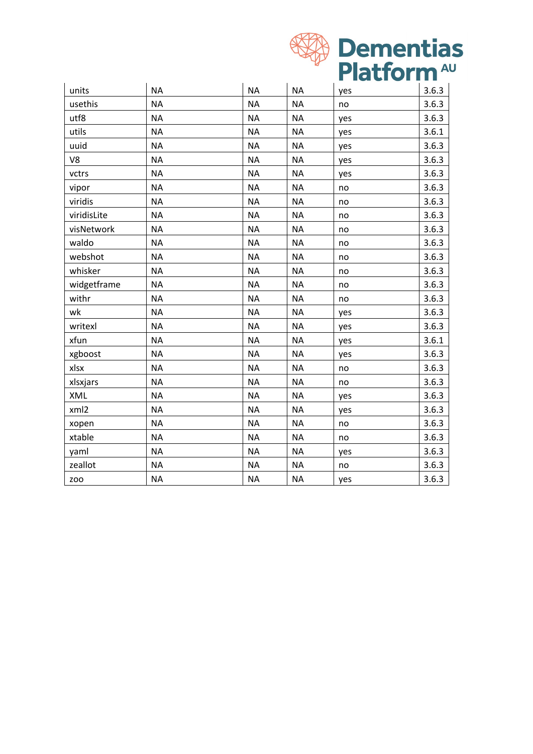| | | | | | |
|---|---|---|---|---|---|
| units | NA | NA | NA | yes | 3.6.3 |
| usethis | NA | NA | NA | no | 3.6.3 |
| utf8 | NA | NA | NA | yes | 3.6.3 |
| utils | NA | NA | NA | yes | 3.6.1 |
| uuid | NA | NA | NA | yes | 3.6.3 |
| V8 | NA | NA | NA | yes | 3.6.3 |
| vctrs | NA | NA | NA | yes | 3.6.3 |
| vipor | NA | NA | NA | no | 3.6.3 |
| viridis | NA | NA | NA | no | 3.6.3 |
| viridisLite | NA | NA | NA | no | 3.6.3 |
| visNetwork | NA | NA | NA | no | 3.6.3 |
| waldo | NA | NA | NA | no | 3.6.3 |
| webshot | NA | NA | NA | no | 3.6.3 |
| whisker | NA | NA | NA | no | 3.6.3 |
| widgetframe | NA | NA | NA | no | 3.6.3 |
| withr | NA | NA | NA | no | 3.6.3 |
| wk | NA | NA | NA | yes | 3.6.3 |
| writexl | NA | NA | NA | yes | 3.6.3 |
| xfun | NA | NA | NA | yes | 3.6.1 |
| xgboost | NA | NA | NA | yes | 3.6.3 |
| xlsx | NA | NA | NA | no | 3.6.3 |
| xlsxjars | NA | NA | NA | no | 3.6.3 |
| XML | NA | NA | NA | yes | 3.6.3 |
| xml2 | NA | NA | NA | yes | 3.6.3 |
| xopen | NA | NA | NA | no | 3.6.3 |
| xtable | NA | NA | NA | no | 3.6.3 |
| yaml | NA | NA | NA | yes | 3.6.3 |
| zeallot | NA | NA | NA | no | 3.6.3 |
| zoo | NA | NA | NA | yes | 3.6.3 |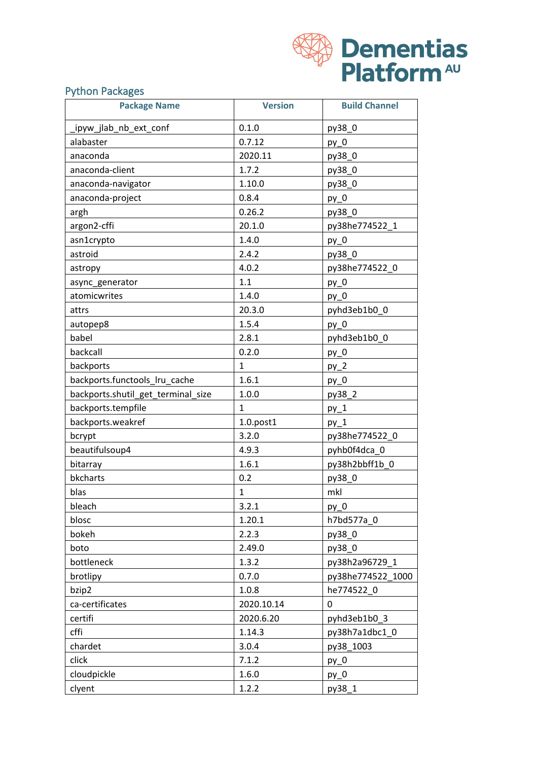## Python Packages

| Package Name | Version | Build Channel |
|---|---|---|
| _ipyw_jlab_nb_ext_conf | 0.1.0 | py38_0 |
| alabaster | 0.7.12 | py_0 |
| anaconda | 2020.11 | py38_0 |
| anaconda-client | 1.7.2 | py38_0 |
| anaconda-navigator | 1.10.0 | py38_0 |
| anaconda-project | 0.8.4 | py_0 |
| argh | 0.26.2 | py38_0 |
| argon2-cffi | 20.1.0 | py38he774522_1 |
| asn1crypto | 1.4.0 | py_0 |
| astroid | 2.4.2 | py38_0 |
| astropy | 4.0.2 | py38he774522_0 |
| async_generator | 1.1 | py_0 |
| atomicwrites | 1.4.0 | py_0 |
| attrs | 20.3.0 | pyhd3eb1b0_0 |
| autopep8 | 1.5.4 | py_0 |
| babel | 2.8.1 | pyhd3eb1b0_0 |
| backcall | 0.2.0 | py_0 |
| backports | 1 | py_2 |
| backports.functools_lru_cache | 1.6.1 | py_0 |
| backports.shutil_get_terminal_size | 1.0.0 | py38_2 |
| backports.tempfile | 1 | py_1 |
| backports.weakref | 1.0.post1 | py_1 |
| bcrypt | 3.2.0 | py38he774522_0 |
| beautifulsoup4 | 4.9.3 | pyhb0f4dca_0 |
| bitarray | 1.6.1 | py38h2bbff1b_0 |
| bkcharts | 0.2 | py38_0 |
| blas | 1 | mkl |
| bleach | 3.2.1 | py_0 |
| blosc | 1.20.1 | h7bd577a_0 |
| bokeh | 2.2.3 | py38_0 |
| boto | 2.49.0 | py38_0 |
| bottleneck | 1.3.2 | py38h2a96729_1 |
| brotlipy | 0.7.0 | py38he774522_1000 |
| bzip2 | 1.0.8 | he774522_0 |
| ca-certificates | 2020.10.14 | 0 |
| certifi | 2020.6.20 | pyhd3eb1b0_3 |
| cffi | 1.14.3 | py38h7a1dbc1_0 |
| chardet | 3.0.4 | py38_1003 |
| click | 7.1.2 | py_0 |
| cloudpickle | 1.6.0 | py_0 |
| clyent | 1.2.2 | py38_1 |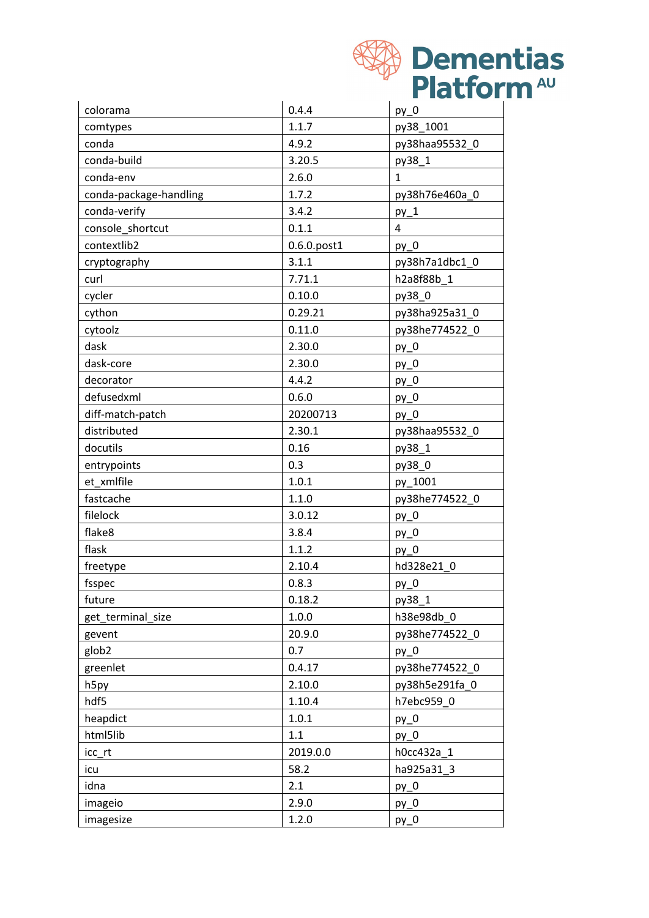| colorama | 0.4.4 | py_0 |
|---|---|---|
| comtypes | 1.1.7 | py38_1001 |
| conda | 4.9.2 | py38haa95532_0 |
| conda-build | 3.20.5 | py38_1 |
| conda-env | 2.6.0 | 1 |
| conda-package-handling | 1.7.2 | py38h76e460a_0 |
| conda-verify | 3.4.2 | py_1 |
| console_shortcut | 0.1.1 | 4 |
| contextlib2 | 0.6.0.post1 | py_0 |
| cryptography | 3.1.1 | py38h7a1dbc1_0 |
| curl | 7.71.1 | h2a8f88b_1 |
| cycler | 0.10.0 | py38_0 |
| cython | 0.29.21 | py38ha925a31_0 |
| cytoolz | 0.11.0 | py38he774522_0 |
| dask | 2.30.0 | py_0 |
| dask-core | 2.30.0 | py_0 |
| decorator | 4.4.2 | py_0 |
| defusedxml | 0.6.0 | py_0 |
| diff-match-patch | 20200713 | py_0 |
| distributed | 2.30.1 | py38haa95532_0 |
| docutils | 0.16 | py38_1 |
| entrypoints | 0.3 | py38_0 |
| et_xmlfile | 1.0.1 | py_1001 |
| fastcache | 1.1.0 | py38he774522_0 |
| filelock | 3.0.12 | py_0 |
| flake8 | 3.8.4 | py_0 |
| flask | 1.1.2 | py_0 |
| freetype | 2.10.4 | hd328e21_0 |
| fsspec | 0.8.3 | py_0 |
| future | 0.18.2 | py38_1 |
| get_terminal_size | 1.0.0 | h38e98db_0 |
| gevent | 20.9.0 | py38he774522_0 |
| glob2 | 0.7 | py_0 |
| greenlet | 0.4.17 | py38he774522_0 |
| h5py | 2.10.0 | py38h5e291fa_0 |
| hdf5 | 1.10.4 | h7ebc959_0 |
| heapdict | 1.0.1 | py_0 |
| html5lib | 1.1 | py_0 |
| icc_rt | 2019.0.0 | h0cc432a_1 |
| icu | 58.2 | ha925a31_3 |
| idna | 2.1 | py_0 |
| imageio | 2.9.0 | py_0 |
| imagesize | 1.2.0 | py_0 |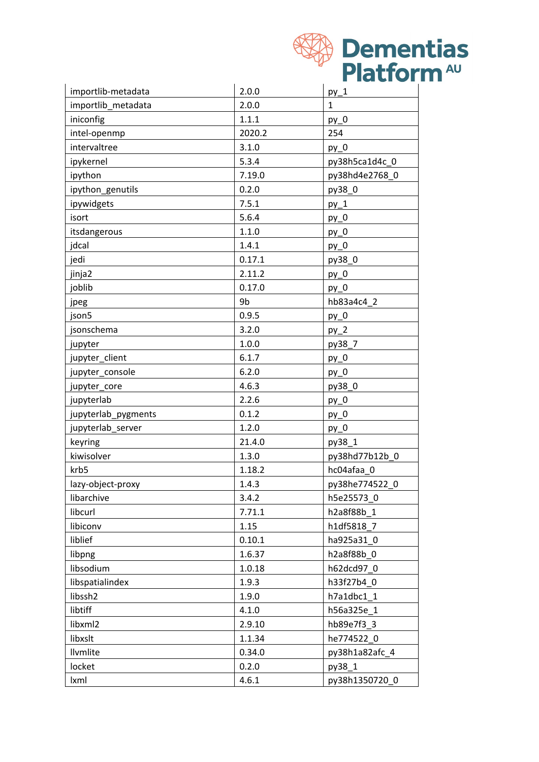| importlib-metadata | 2.0.0 | py_1 |
|---|---|---|
| importlib_metadata | 2.0.0 | 1 |
| iniconfig | 1.1.1 | py_0 |
| intel-openmp | 2020.2 | 254 |
| intervaltree | 3.1.0 | py_0 |
| ipykernel | 5.3.4 | py38h5ca1d4c_0 |
| ipython | 7.19.0 | py38hd4e2768_0 |
| ipython_genutils | 0.2.0 | py38_0 |
| ipywidgets | 7.5.1 | py_1 |
| isort | 5.6.4 | py_0 |
| itsdangerous | 1.1.0 | py_0 |
| jdcal | 1.4.1 | py_0 |
| jedi | 0.17.1 | py38_0 |
| jinja2 | 2.11.2 | py_0 |
| joblib | 0.17.0 | py_0 |
| jpeg | 9b | hb83a4c4_2 |
| json5 | 0.9.5 | py_0 |
| jsonschema | 3.2.0 | py_2 |
| jupyter | 1.0.0 | py38_7 |
| jupyter_client | 6.1.7 | py_0 |
| jupyter_console | 6.2.0 | py_0 |
| jupyter_core | 4.6.3 | py38_0 |
| jupyterlab | 2.2.6 | py_0 |
| jupyterlab_pygments | 0.1.2 | py_0 |
| jupyterlab_server | 1.2.0 | py_0 |
| keyring | 21.4.0 | py38_1 |
| kiwisolver | 1.3.0 | py38hd77b12b_0 |
| krb5 | 1.18.2 | hc04afaa_0 |
| lazy-object-proxy | 1.4.3 | py38he774522_0 |
| libarchive | 3.4.2 | h5e25573_0 |
| libcurl | 7.71.1 | h2a8f88b_1 |
| libiconv | 1.15 | h1df5818_7 |
| liblief | 0.10.1 | ha925a31_0 |
| libpng | 1.6.37 | h2a8f88b_0 |
| libsodium | 1.0.18 | h62dcd97_0 |
| libspatialindex | 1.9.3 | h33f27b4_0 |
| libssh2 | 1.9.0 | h7a1dbc1_1 |
| libtiff | 4.1.0 | h56a325e_1 |
| libxml2 | 2.9.10 | hb89e7f3_3 |
| libxslt | 1.1.34 | he774522_0 |
| llvmlite | 0.34.0 | py38h1a82afc_4 |
| locket | 0.2.0 | py38_1 |
| lxml | 4.6.1 | py38h1350720_0 |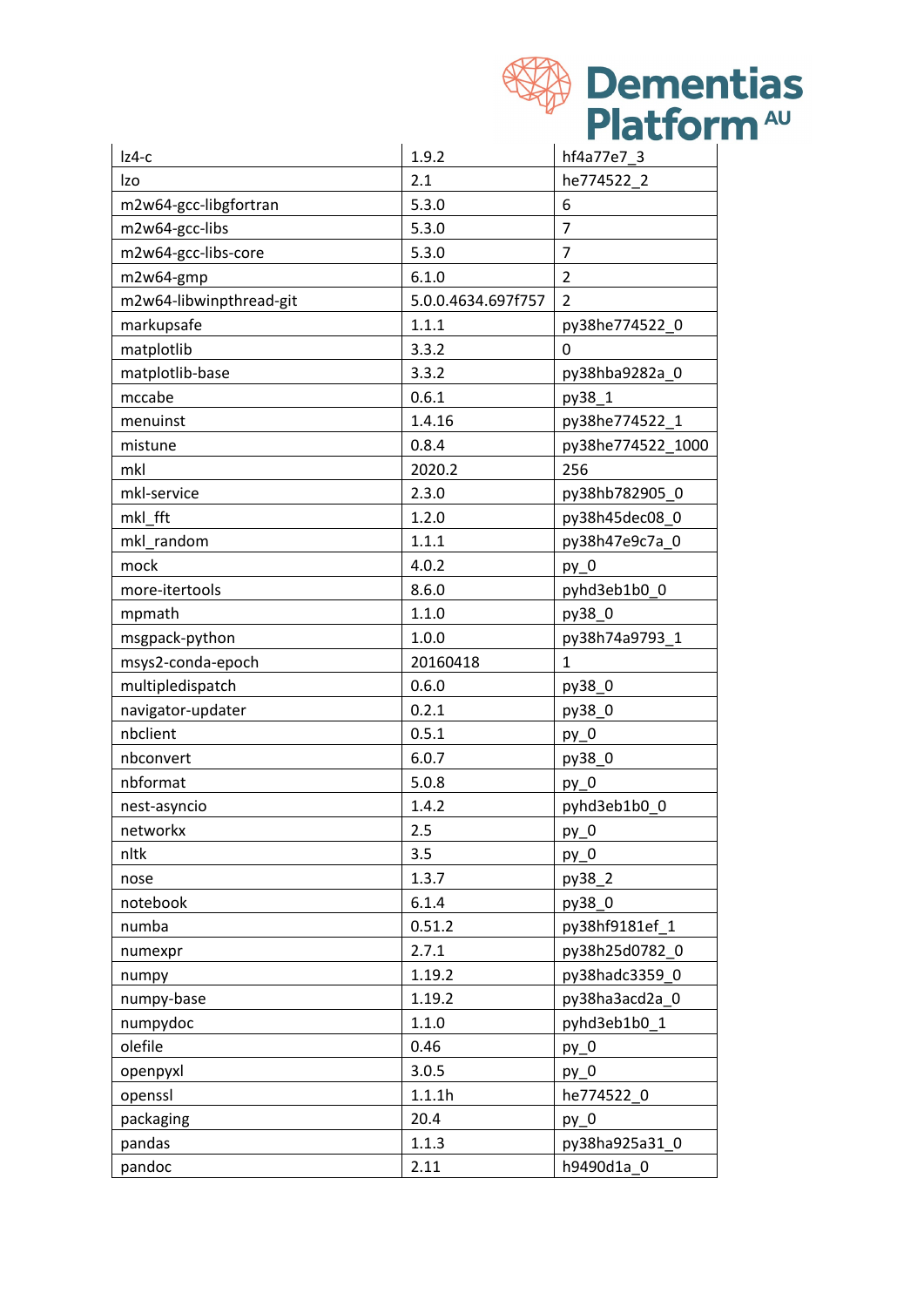| lz4-c | 1.9.2 | hf4a77e7_3 |
|---|---|---|
| lzo | 2.1 | he774522_2 |
| m2w64-gcc-libgfortran | 5.3.0 | 6 |
| m2w64-gcc-libs | 5.3.0 | 7 |
| m2w64-gcc-libs-core | 5.3.0 | 7 |
| m2w64-gmp | 6.1.0 | 2 |
| m2w64-libwinpthread-git | 5.0.0.4634.697f757 | 2 |
| markupsafe | 1.1.1 | py38he774522_0 |
| matplotlib | 3.3.2 | 0 |
| matplotlib-base | 3.3.2 | py38hba9282a_0 |
| mccabe | 0.6.1 | py38_1 |
| menuinst | 1.4.16 | py38he774522_1 |
| mistune | 0.8.4 | py38he774522_1000 |
| mkl | 2020.2 | 256 |
| mkl-service | 2.3.0 | py38hb782905_0 |
| mkl_fft | 1.2.0 | py38h45dec08_0 |
| mkl_random | 1.1.1 | py38h47e9c7a_0 |
| mock | 4.0.2 | py_0 |
| more-itertools | 8.6.0 | pyhd3eb1b0_0 |
| mpmath | 1.1.0 | py38_0 |
| msgpack-python | 1.0.0 | py38h74a9793_1 |
| msys2-conda-epoch | 20160418 | 1 |
| multipledispatch | 0.6.0 | py38_0 |
| navigator-updater | 0.2.1 | py38_0 |
| nbclient | 0.5.1 | py_0 |
| nbconvert | 6.0.7 | py38_0 |
| nbformat | 5.0.8 | py_0 |
| nest-asyncio | 1.4.2 | pyhd3eb1b0_0 |
| networkx | 2.5 | py_0 |
| nltk | 3.5 | py_0 |
| nose | 1.3.7 | py38_2 |
| notebook | 6.1.4 | py38_0 |
| numba | 0.51.2 | py38hf9181ef_1 |
| numexpr | 2.7.1 | py38h25d0782_0 |
| numpy | 1.19.2 | py38hadc3359_0 |
| numpy-base | 1.19.2 | py38ha3acd2a_0 |
| numpydoc | 1.1.0 | pyhd3eb1b0_1 |
| olefile | 0.46 | py_0 |
| openpyxl | 3.0.5 | py_0 |
| openssl | 1.1.1h | he774522_0 |
| packaging | 20.4 | py_0 |
| pandas | 1.1.3 | py38ha925a31_0 |
| pandoc | 2.11 | h9490d1a_0 |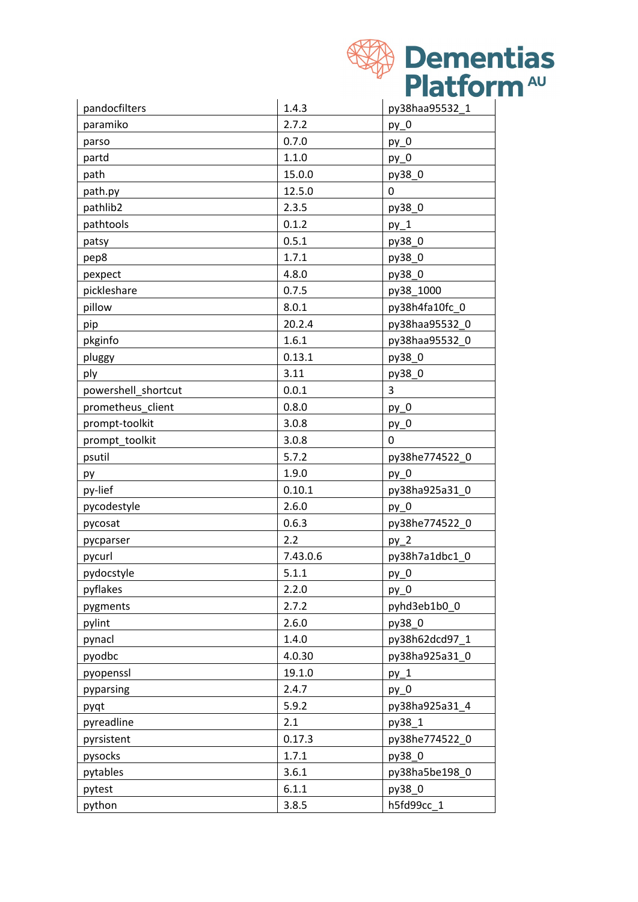| pandocfilters | 1.4.3 | py38haa95532_1 |
|---|---|---|
| paramiko | 2.7.2 | py_0 |
| parso | 0.7.0 | py_0 |
| partd | 1.1.0 | py_0 |
| path | 15.0.0 | py38_0 |
| path.py | 12.5.0 | 0 |
| pathlib2 | 2.3.5 | py38_0 |
| pathtools | 0.1.2 | py_1 |
| patsy | 0.5.1 | py38_0 |
| pep8 | 1.7.1 | py38_0 |
| pexpect | 4.8.0 | py38_0 |
| pickleshare | 0.7.5 | py38_1000 |
| pillow | 8.0.1 | py38h4fa10fc_0 |
| pip | 20.2.4 | py38haa95532_0 |
| pkginfo | 1.6.1 | py38haa95532_0 |
| pluggy | 0.13.1 | py38_0 |
| ply | 3.11 | py38_0 |
| powershell_shortcut | 0.0.1 | 3 |
| prometheus_client | 0.8.0 | py_0 |
| prompt-toolkit | 3.0.8 | py_0 |
| prompt_toolkit | 3.0.8 | 0 |
| psutil | 5.7.2 | py38he774522_0 |
| py | 1.9.0 | py_0 |
| py-lief | 0.10.1 | py38ha925a31_0 |
| pycodestyle | 2.6.0 | py_0 |
| pycosat | 0.6.3 | py38he774522_0 |
| pycparser | 2.2 | py_2 |
| pycurl | 7.43.0.6 | py38h7a1dbc1_0 |
| pydocstyle | 5.1.1 | py_0 |
| pyflakes | 2.2.0 | py_0 |
| pygments | 2.7.2 | pyhd3eb1b0_0 |
| pylint | 2.6.0 | py38_0 |
| pynacl | 1.4.0 | py38h62dcd97_1 |
| pyodbc | 4.0.30 | py38ha925a31_0 |
| pyopenssl | 19.1.0 | py_1 |
| pyparsing | 2.4.7 | py_0 |
| pyqt | 5.9.2 | py38ha925a31_4 |
| pyreadline | 2.1 | py38_1 |
| pyrsistent | 0.17.3 | py38he774522_0 |
| pysocks | 1.7.1 | py38_0 |
| pytables | 3.6.1 | py38ha5be198_0 |
| pytest | 6.1.1 | py38_0 |
| python | 3.8.5 | h5fd99cc_1 |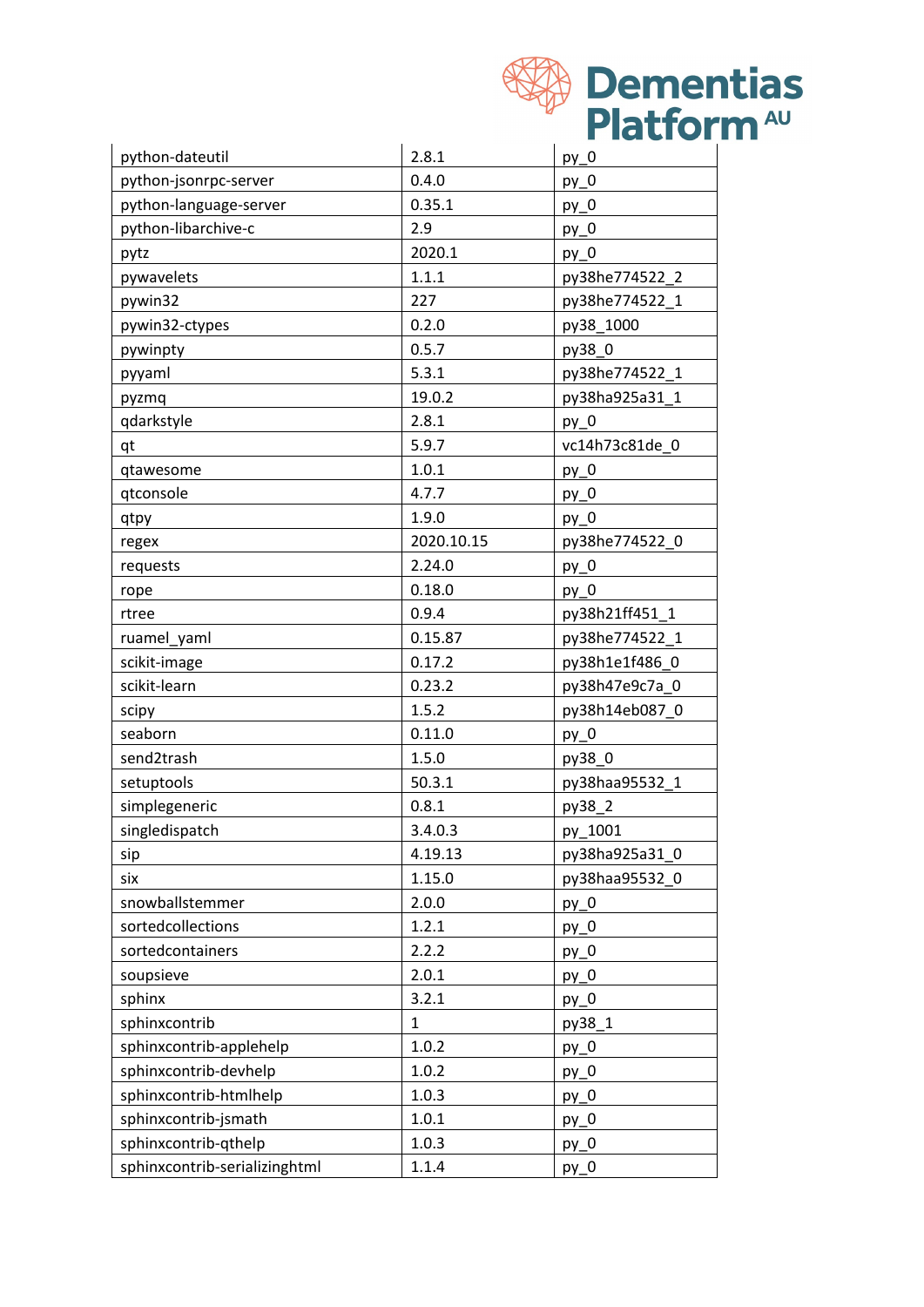| python-dateutil | 2.8.1 | py_0 |
|---|---|---|
| python-jsonrpc-server | 0.4.0 | py_0 |
| python-language-server | 0.35.1 | py_0 |
| python-libarchive-c | 2.9 | py_0 |
| pytz | 2020.1 | py_0 |
| pywavelets | 1.1.1 | py38he774522_2 |
| pywin32 | 227 | py38he774522_1 |
| pywin32-ctypes | 0.2.0 | py38_1000 |
| pywinpty | 0.5.7 | py38_0 |
| pyyaml | 5.3.1 | py38he774522_1 |
| pyzmq | 19.0.2 | py38ha925a31_1 |
| qdarkstyle | 2.8.1 | py_0 |
| qt | 5.9.7 | vc14h73c81de_0 |
| qtawesome | 1.0.1 | py_0 |
| qtconsole | 4.7.7 | py_0 |
| qtpy | 1.9.0 | py_0 |
| regex | 2020.10.15 | py38he774522_0 |
| requests | 2.24.0 | py_0 |
| rope | 0.18.0 | py_0 |
| rtree | 0.9.4 | py38h21ff451_1 |
| ruamel_yaml | 0.15.87 | py38he774522_1 |
| scikit-image | 0.17.2 | py38h1e1f486_0 |
| scikit-learn | 0.23.2 | py38h47e9c7a_0 |
| scipy | 1.5.2 | py38h14eb087_0 |
| seaborn | 0.11.0 | py_0 |
| send2trash | 1.5.0 | py38_0 |
| setuptools | 50.3.1 | py38haa95532_1 |
| simplegeneric | 0.8.1 | py38_2 |
| singledispatch | 3.4.0.3 | py_1001 |
| sip | 4.19.13 | py38ha925a31_0 |
| six | 1.15.0 | py38haa95532_0 |
| snowballstemmer | 2.0.0 | py_0 |
| sortedcollections | 1.2.1 | py_0 |
| sortedcontainers | 2.2.2 | py_0 |
| soupsieve | 2.0.1 | py_0 |
| sphinx | 3.2.1 | py_0 |
| sphinxcontrib | 1 | py38_1 |
| sphinxcontrib-applehelp | 1.0.2 | py_0 |
| sphinxcontrib-devhelp | 1.0.2 | py_0 |
| sphinxcontrib-htmlhelp | 1.0.3 | py_0 |
| sphinxcontrib-jsmath | 1.0.1 | py_0 |
| sphinxcontrib-qthelp | 1.0.3 | py_0 |
| sphinxcontrib-serializinghtml | 1.1.4 | py_0 |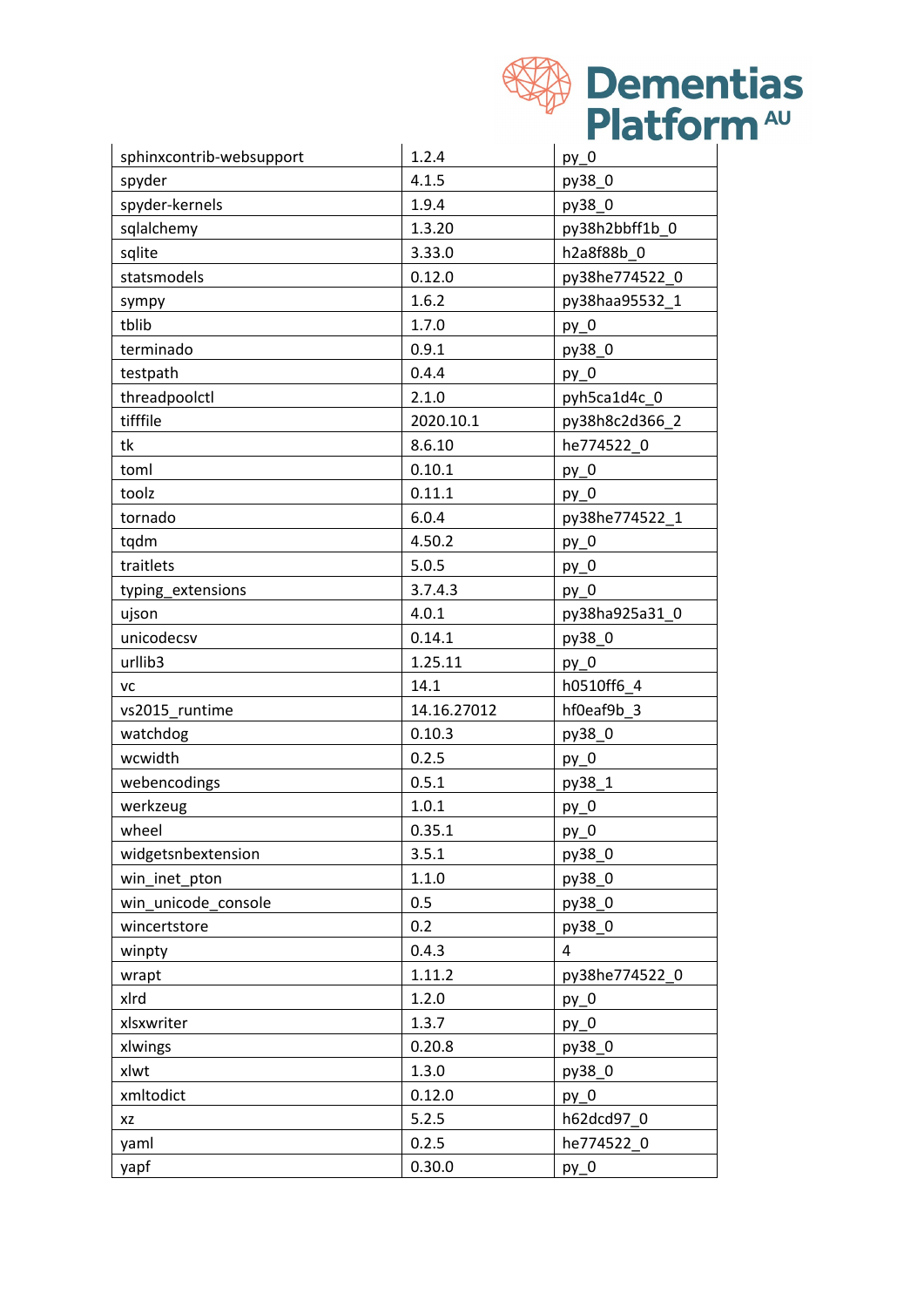| sphinxcontrib-websupport | 1.2.4 | py_0 |
|---|---|---|
| spyder | 4.1.5 | py38_0 |
| spyder-kernels | 1.9.4 | py38_0 |
| sqlalchemy | 1.3.20 | py38h2bbff1b_0 |
| sqlite | 3.33.0 | h2a8f88b_0 |
| statsmodels | 0.12.0 | py38he774522_0 |
| sympy | 1.6.2 | py38haa95532_1 |
| tblib | 1.7.0 | py_0 |
| terminado | 0.9.1 | py38_0 |
| testpath | 0.4.4 | py_0 |
| threadpoolctl | 2.1.0 | pyh5ca1d4c_0 |
| tifffile | 2020.10.1 | py38h8c2d366_2 |
| tk | 8.6.10 | he774522_0 |
| toml | 0.10.1 | py_0 |
| toolz | 0.11.1 | py_0 |
| tornado | 6.0.4 | py38he774522_1 |
| tqdm | 4.50.2 | py_0 |
| traitlets | 5.0.5 | py_0 |
| typing_extensions | 3.7.4.3 | py_0 |
| ujson | 4.0.1 | py38ha925a31_0 |
| unicodecsv | 0.14.1 | py38_0 |
| urllib3 | 1.25.11 | py_0 |
| vc | 14.1 | h0510ff6_4 |
| vs2015_runtime | 14.16.27012 | hf0eaf9b_3 |
| watchdog | 0.10.3 | py38_0 |
| wcwidth | 0.2.5 | py_0 |
| webencodings | 0.5.1 | py38_1 |
| werkzeug | 1.0.1 | py_0 |
| wheel | 0.35.1 | py_0 |
| widgetsnbextension | 3.5.1 | py38_0 |
| win_inet_pton | 1.1.0 | py38_0 |
| win_unicode_console | 0.5 | py38_0 |
| wincertstore | 0.2 | py38_0 |
| winpty | 0.4.3 | 4 |
| wrapt | 1.11.2 | py38he774522_0 |
| xlrd | 1.2.0 | py_0 |
| xlsxwriter | 1.3.7 | py_0 |
| xlwings | 0.20.8 | py38_0 |
| xlwt | 1.3.0 | py38_0 |
| xmltodict | 0.12.0 | py_0 |
| xz | 5.2.5 | h62dcd97_0 |
| yaml | 0.2.5 | he774522_0 |
| yapf | 0.30.0 | py_0 |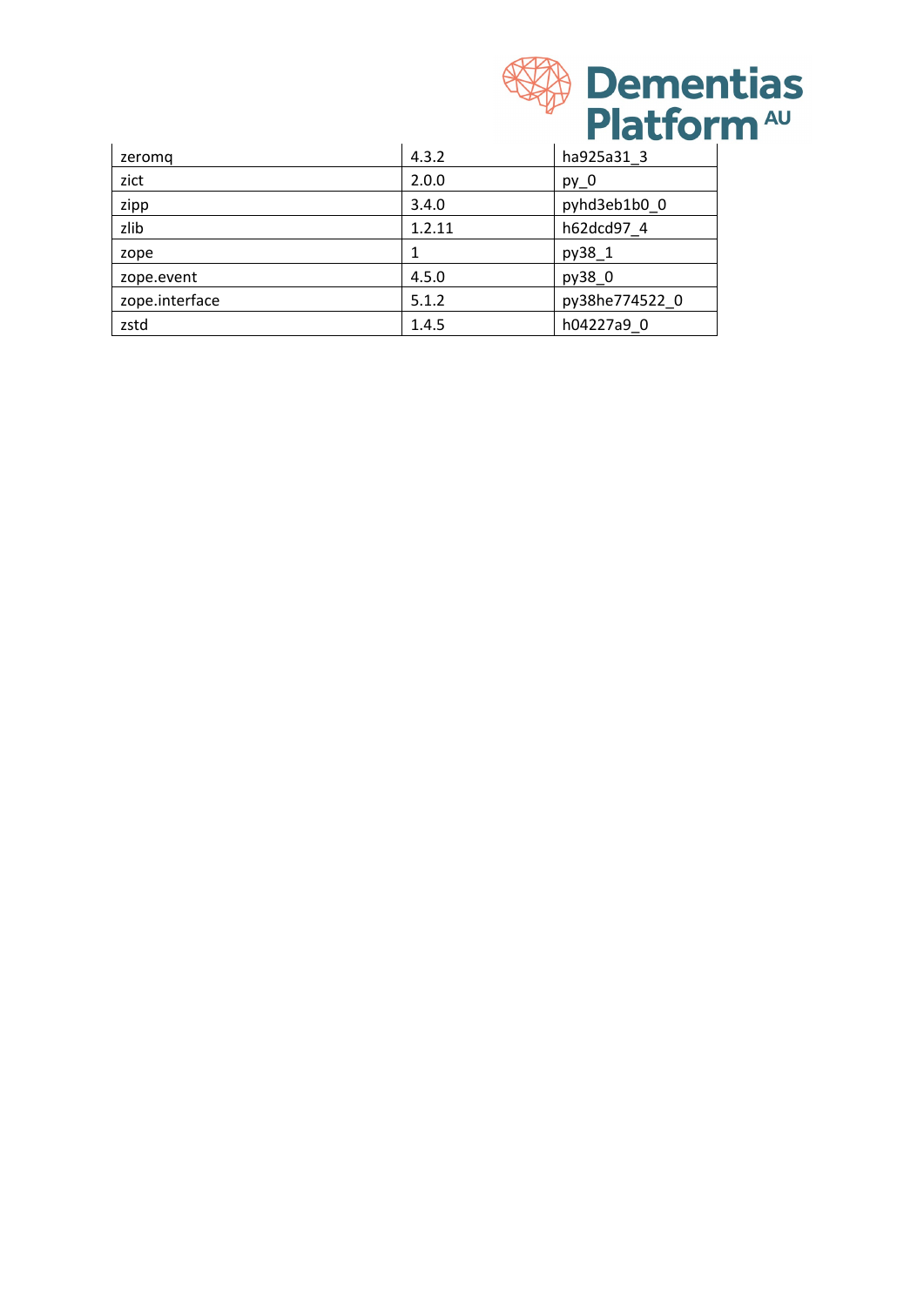| | | |
|---|---|---|
| zeromq | 4.3.2 | ha925a31_3 |
| zict | 2.0.0 | py_0 |
| zipp | 3.4.0 | pyhd3eb1b0_0 |
| zlib | 1.2.11 | h62dcd97_4 |
| zope | 1 | py38_1 |
| zope.event | 4.5.0 | py38_0 |
| zope.interface | 5.1.2 | py38he774522_0 |
| zstd | 1.4.5 | h04227a9_0 |